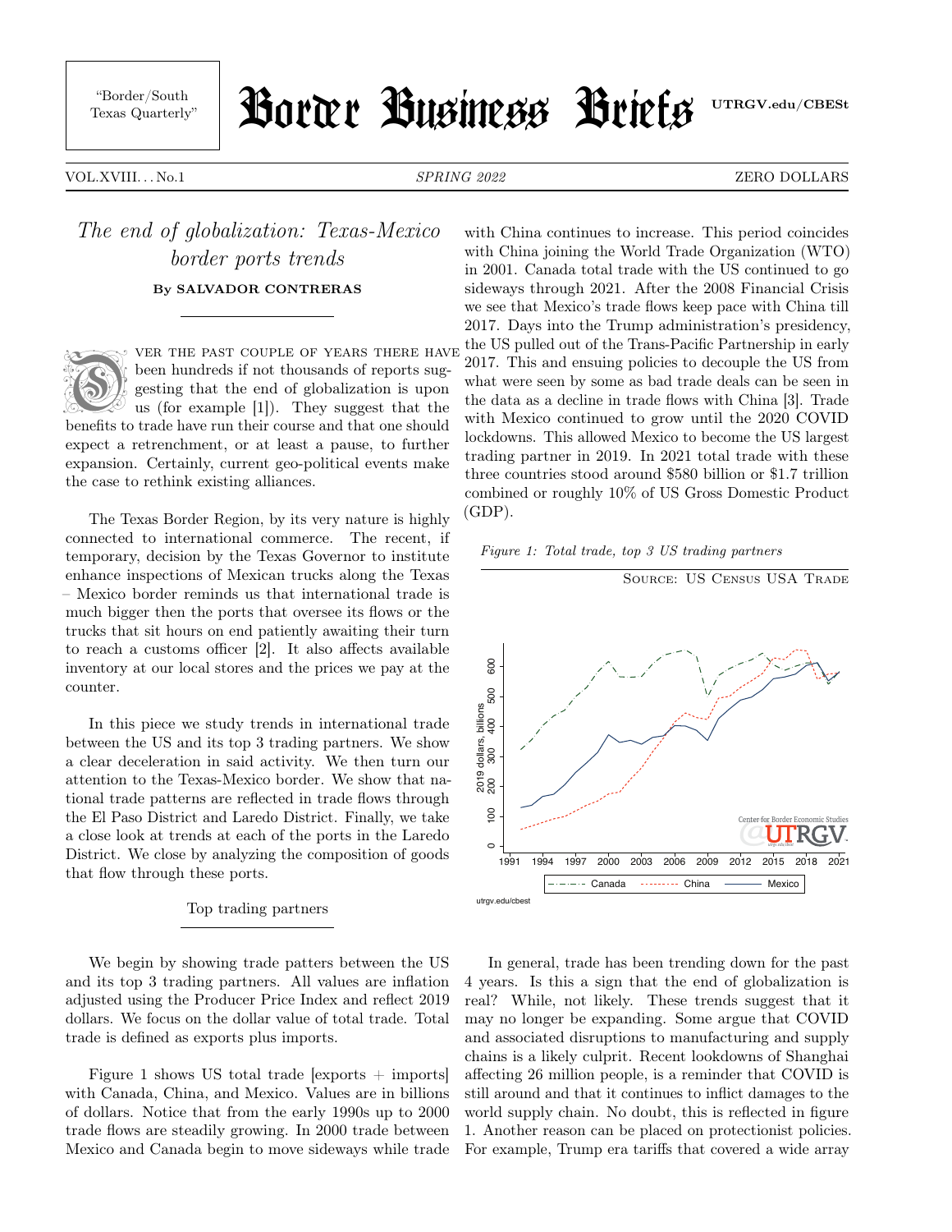"Border/South Texas Quarterly"

# Border Business Briefs

UTRGV.edu/CBESt

VOL.XVIII. . . No.1 — *SPRING 2022* — ZERO DOLLARS

## *The end of globalization: Texas-Mexico border ports trends*

**By SALVADOR CONTRERAS**

Over the past couple of years there have been hundreds if not thousands of reports suggesting that the end of globalization is upon us (for example [1]). They suggest that the benefits to trade have run their course and that one should expect a retrenchment, or at least a pause, to further expansion. Certainly, current geo-political events make the case to rethink existing alliances.

The Texas Border Region, by its very nature is highly connected to international commerce. The recent, if temporary, decision by the Texas Governor to institute enhance inspections of Mexican trucks along the Texas – Mexico border reminds us that international trade is much bigger then the ports that oversee its flows or the trucks that sit hours on end patiently awaiting their turn to reach a customs officer [2]. It also affects available inventory at our local stores and the prices we pay at the counter.

In this piece we study trends in international trade between the US and its top 3 trading partners. We show a clear deceleration in said activity. We then turn our attention to the Texas-Mexico border. We show that national trade patterns are reflected in trade flows through the El Paso District and Laredo District. Finally, we take a close look at trends at each of the ports in the Laredo District. We close by analyzing the composition of goods that flow through these ports.

### Top trading partners

We begin by showing trade patters between the US and its top 3 trading partners. All values are inflation adjusted using the Producer Price Index and reflect 2019 dollars. We focus on the dollar value of total trade. Total trade is defined as exports plus imports.

Figure 1 shows US total trade [exports + imports] with Canada, China, and Mexico. Values are in billions of dollars. Notice that from the early 1990s up to 2000 trade flows are steadily growing. In 2000 trade between Mexico and Canada begin to move sideways while trade with China continues to increase. This period coincides with China joining the World Trade Organization (WTO) in 2001. Canada total trade with the US continued to go sideways through 2021. After the 2008 Financial Crisis we see that Mexico's trade flows keep pace with China till 2017. Days into the Trump administration's presidency, the US pulled out of the Trans-Pacific Partnership in early 2017. This and ensuing policies to decouple the US from what were seen by some as bad trade deals can be seen in the data as a decline in trade flows with China [3]. Trade with Mexico continued to grow until the 2020 COVID lockdowns. This allowed Mexico to become the US largest trading partner in 2019. In 2021 total trade with these three countries stood around $580 billion or $1.7 trillion combined or roughly 10% of US Gross Domestic Product (GDP).

*Figure 1: Total trade, top 3 US trading partners*

Source: US Census USA Trade

utrgv.edu/cbest

In general, trade has been trending down for the past 4 years. Is this a sign that the end of globalization is real? While, not likely. These trends suggest that it may no longer be expanding. Some argue that COVID and associated disruptions to manufacturing and supply chains is a likely culprit. Recent lookdowns of Shanghai affecting 26 million people, is a reminder that COVID is still around and that it continues to inflict damages to the world supply chain. No doubt, this is reflected in figure 1. Another reason can be placed on protectionist policies. For example, Trump era tariffs that covered a wide array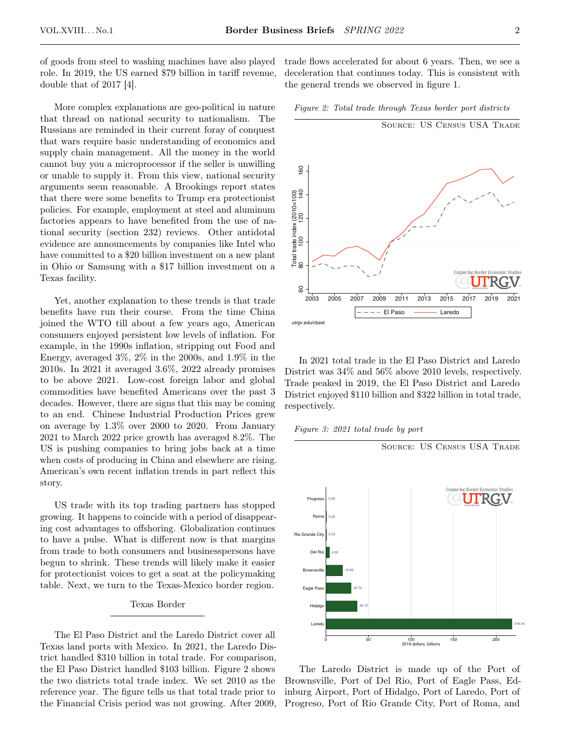of goods from steel to washing machines have also played role. In 2019, the US earned $79 billion in tariff revenue, double that of 2017 [4].

More complex explanations are geo-political in nature that thread on national security to nationalism. The Russians are reminded in their current foray of conquest that wars require basic understanding of economics and supply chain management. All the money in the world cannot buy you a microprocessor if the seller is unwilling or unable to supply it. From this view, national security arguments seem reasonable. A Brookings report states that there were some benefits to Trump era protectionist policies. For example, employment at steel and aluminum factories appears to have benefited from the use of national security (section 232) reviews. Other antidotal evidence are announcements by companies like Intel who have committed to a $20 billion investment on a new plant in Ohio or Samsung with a $17 billion investment on a Texas facility.

Yet, another explanation to these trends is that trade benefits have run their course. From the time China joined the WTO till about a few years ago, American consumers enjoyed persistent low levels of inflation. For example, in the 1990s inflation, stripping out Food and Energy, averaged 3%, 2% in the 2000s, and 1.9% in the 2010s. In 2021 it averaged 3.6%, 2022 already promises to be above 2021. Low-cost foreign labor and global commodities have benefited Americans over the past 3 decades. However, there are signs that this may be coming to an end. Chinese Industrial Production Prices grew on average by 1.3% over 2000 to 2020. From January 2021 to March 2022 price growth has averaged 8.2%. The US is pushing companies to bring jobs back at a time when costs of producing in China and elsewhere are rising. American's own recent inflation trends in part reflect this story.

US trade with its top trading partners has stopped growing. It happens to coincide with a period of disappearing cost advantages to offshoring. Globalization continues to have a pulse. What is different now is that margins from trade to both consumers and businesspersons have begun to shrink. These trends will likely make it easier for protectionist voices to get a seat at the policymaking table. Next, we turn to the Texas-Mexico border region.

## Texas Border

The El Paso District and the Laredo District cover all Texas land ports with Mexico. In 2021, the Laredo District handled $310 billion in total trade. For comparison, the El Paso District handled $103 billion. Figure 2 shows the two districts total trade index. We set 2010 as the reference year. The figure tells us that total trade prior to the Financial Crisis period was not growing. After 2009, trade flows accelerated for about 6 years. Then, we see a deceleration that continues today. This is consistent with the general trends we observed in figure 1.

*Figure 2: Total trade through Texas border port districts*

Source: US Census USA Trade

In 2021 total trade in the El Paso District and Laredo District was 34% and 56% above 2010 levels, respectively. Trade peaked in 2019, the El Paso District and Laredo District enjoyed $110 billion and $322 billion in total trade, respectively.

*Figure 3: 2021 total trade by port*

Source: US Census USA Trade

The Laredo District is made up of the Port of Brownsville, Port of Del Rio, Port of Eagle Pass, Edinburg Airport, Port of Hidalgo, Port of Laredo, Port of Progreso, Port of Rio Grande City, Port of Roma, and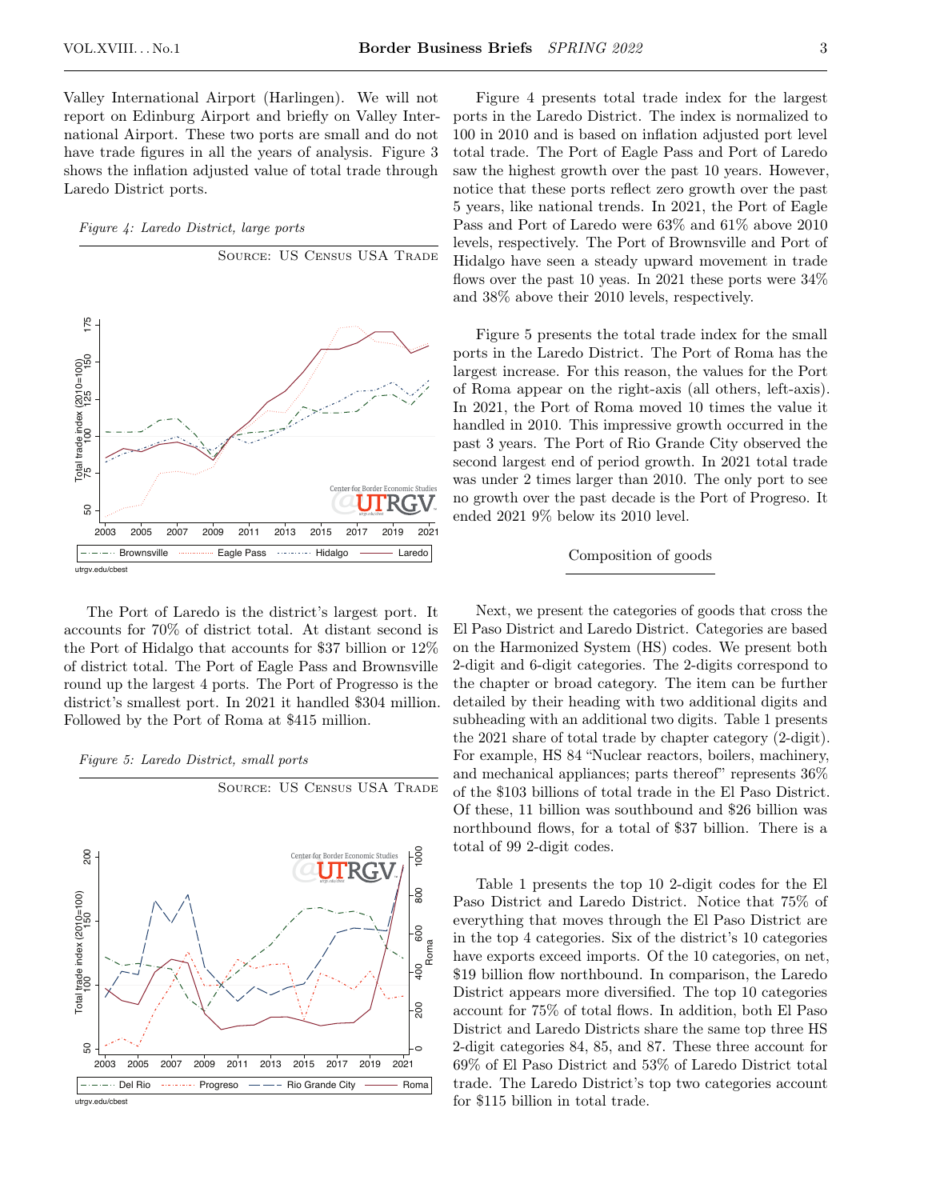Valley International Airport (Harlingen). We will not report on Edinburg Airport and briefly on Valley International Airport. These two ports are small and do not have trade figures in all the years of analysis. Figure 3 shows the inflation adjusted value of total trade through Laredo District ports.

*Figure 4: Laredo District, large ports*

Source: US Census USA Trade

The Port of Laredo is the district's largest port. It accounts for 70% of district total. At distant second is the Port of Hidalgo that accounts for \$37 billion or 12% of district total. The Port of Eagle Pass and Brownsville round up the largest 4 ports. The Port of Progresso is the district's smallest port. In 2021 it handled \$304 million. Followed by the Port of Roma at \$415 million.

*Figure 5: Laredo District, small ports*

Source: US Census USA Trade

Figure 4 presents total trade index for the largest ports in the Laredo District. The index is normalized to 100 in 2010 and is based on inflation adjusted port level total trade. The Port of Eagle Pass and Port of Laredo saw the highest growth over the past 10 years. However, notice that these ports reflect zero growth over the past 5 years, like national trends. In 2021, the Port of Eagle Pass and Port of Laredo were 63% and 61% above 2010 levels, respectively. The Port of Brownsville and Port of Hidalgo have seen a steady upward movement in trade flows over the past 10 yeas. In 2021 these ports were 34% and 38% above their 2010 levels, respectively.

Figure 5 presents the total trade index for the small ports in the Laredo District. The Port of Roma has the largest increase. For this reason, the values for the Port of Roma appear on the right-axis (all others, left-axis). In 2021, the Port of Roma moved 10 times the value it handled in 2010. This impressive growth occurred in the past 3 years. The Port of Rio Grande City observed the second largest end of period growth. In 2021 total trade was under 2 times larger than 2010. The only port to see no growth over the past decade is the Port of Progreso. It ended 2021 9% below its 2010 level.

## Composition of goods

Next, we present the categories of goods that cross the El Paso District and Laredo District. Categories are based on the Harmonized System (HS) codes. We present both 2-digit and 6-digit categories. The 2-digits correspond to the chapter or broad category. The item can be further detailed by their heading with two additional digits and subheading with an additional two digits. Table 1 presents the 2021 share of total trade by chapter category (2-digit). For example, HS 84 "Nuclear reactors, boilers, machinery, and mechanical appliances; parts thereof" represents 36% of the \$103 billions of total trade in the El Paso District. Of these, 11 billion was southbound and \$26 billion was northbound flows, for a total of \$37 billion. There is a total of 99 2-digit codes.

Table 1 presents the top 10 2-digit codes for the El Paso District and Laredo District. Notice that 75% of everything that moves through the El Paso District are in the top 4 categories. Six of the district's 10 categories have exports exceed imports. Of the 10 categories, on net, \$19 billion flow northbound. In comparison, the Laredo District appears more diversified. The top 10 categories account for 75% of total flows. In addition, both El Paso District and Laredo Districts share the same top three HS 2-digit categories 84, 85, and 87. These three account for 69% of El Paso District and 53% of Laredo District total trade. The Laredo District's top two categories account for \$115 billion in total trade.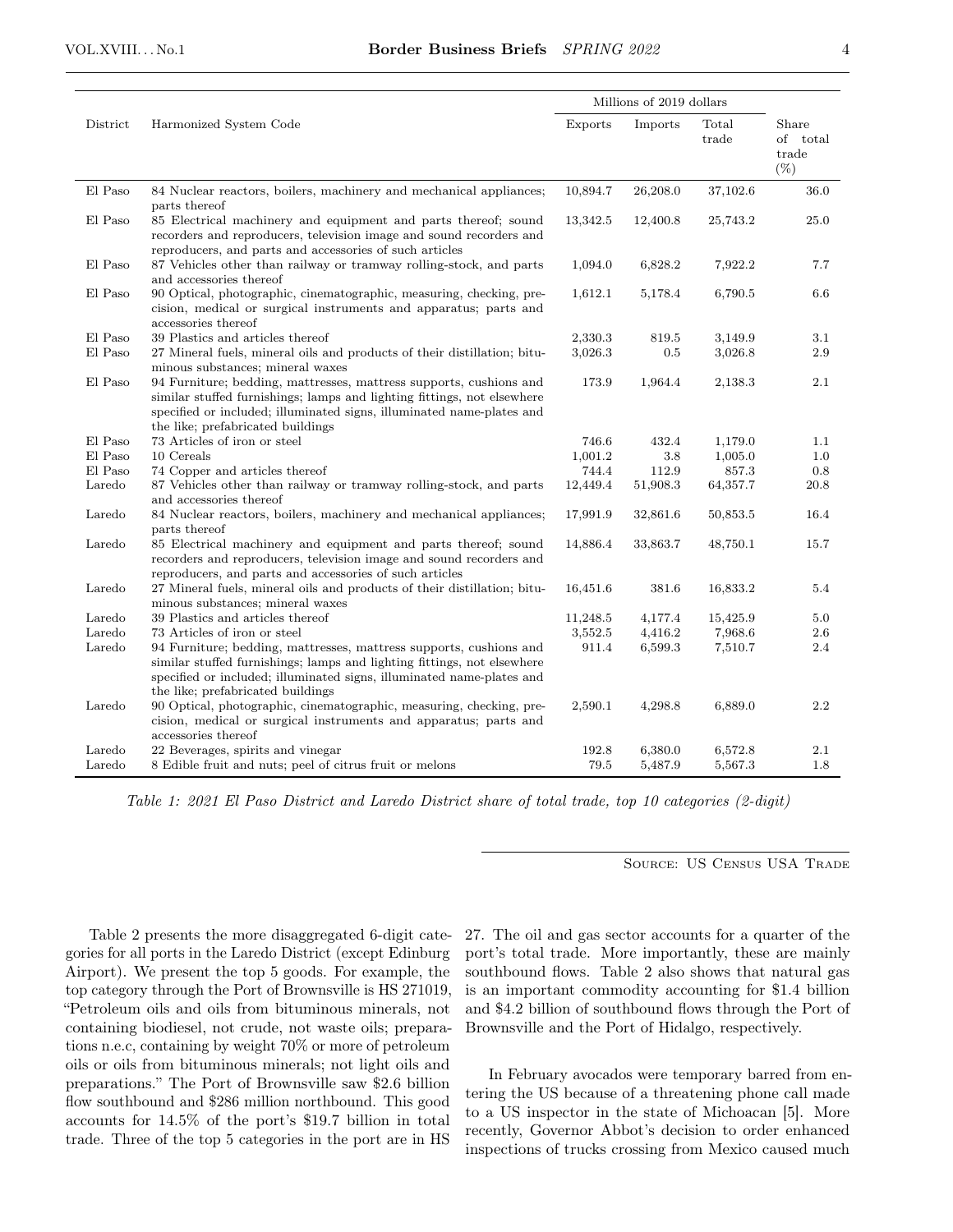| District | Harmonized System Code | Millions of 2019 dollars | | | Share of total trade (%) |
|---|---|---|---|---|---|
| | | Exports | Imports | Total trade | |
| El Paso | 84 Nuclear reactors, boilers, machinery and mechanical appliances; parts thereof | 10,894.7 | 26,208.0 | 37,102.6 | 36.0 |
| El Paso | 85 Electrical machinery and equipment and parts thereof; sound recorders and reproducers, television image and sound recorders and reproducers, and parts and accessories of such articles | 13,342.5 | 12,400.8 | 25,743.2 | 25.0 |
| El Paso | 87 Vehicles other than railway or tramway rolling-stock, and parts and accessories thereof | 1,094.0 | 6,828.2 | 7,922.2 | 7.7 |
| El Paso | 90 Optical, photographic, cinematographic, measuring, checking, precision, medical or surgical instruments and apparatus; parts and accessories thereof | 1,612.1 | 5,178.4 | 6,790.5 | 6.6 |
| El Paso | 39 Plastics and articles thereof | 2,330.3 | 819.5 | 3,149.9 | 3.1 |
| El Paso | 27 Mineral fuels, mineral oils and products of their distillation; bituminous substances; mineral waxes | 3,026.3 | 0.5 | 3,026.8 | 2.9 |
| El Paso | 94 Furniture; bedding, mattresses, mattress supports, cushions and similar stuffed furnishings; lamps and lighting fittings, not elsewhere specified or included; illuminated signs, illuminated name-plates and the like; prefabricated buildings | 173.9 | 1,964.4 | 2,138.3 | 2.1 |
| El Paso | 73 Articles of iron or steel | 746.6 | 432.4 | 1,179.0 | 1.1 |
| El Paso | 10 Cereals | 1,001.2 | 3.8 | 1,005.0 | 1.0 |
| El Paso | 74 Copper and articles thereof | 744.4 | 112.9 | 857.3 | 0.8 |
| Laredo | 87 Vehicles other than railway or tramway rolling-stock, and parts and accessories thereof | 12,449.4 | 51,908.3 | 64,357.7 | 20.8 |
| Laredo | 84 Nuclear reactors, boilers, machinery and mechanical appliances; parts thereof | 17,991.9 | 32,861.6 | 50,853.5 | 16.4 |
| Laredo | 85 Electrical machinery and equipment and parts thereof; sound recorders and reproducers, television image and sound recorders and reproducers, and parts and accessories of such articles | 14,886.4 | 33,863.7 | 48,750.1 | 15.7 |
| Laredo | 27 Mineral fuels, mineral oils and products of their distillation; bituminous substances; mineral waxes | 16,451.6 | 381.6 | 16,833.2 | 5.4 |
| Laredo | 39 Plastics and articles thereof | 11,248.5 | 4,177.4 | 15,425.9 | 5.0 |
| Laredo | 73 Articles of iron or steel | 3,552.5 | 4,416.2 | 7,968.6 | 2.6 |
| Laredo | 94 Furniture; bedding, mattresses, mattress supports, cushions and similar stuffed furnishings; lamps and lighting fittings, not elsewhere specified or included; illuminated signs, illuminated name-plates and the like; prefabricated buildings | 911.4 | 6,599.3 | 7,510.7 | 2.4 |
| Laredo | 90 Optical, photographic, cinematographic, measuring, checking, precision, medical or surgical instruments and apparatus; parts and accessories thereof | 2,590.1 | 4,298.8 | 6,889.0 | 2.2 |
| Laredo | 22 Beverages, spirits and vinegar | 192.8 | 6,380.0 | 6,572.8 | 2.1 |
| Laredo | 8 Edible fruit and nuts; peel of citrus fruit or melons | 79.5 | 5,487.9 | 5,567.3 | 1.8 |

*Table 1: 2021 El Paso District and Laredo District share of total trade, top 10 categories (2-digit)*

Source: US Census USA Trade

Table 2 presents the more disaggregated 6-digit categories for all ports in the Laredo District (except Edinburg Airport). We present the top 5 goods. For example, the top category through the Port of Brownsville is HS 271019, "Petroleum oils and oils from bituminous minerals, not containing biodiesel, not crude, not waste oils; preparations n.e.c, containing by weight 70% or more of petroleum oils or oils from bituminous minerals; not light oils and preparations." The Port of Brownsville saw $2.6 billion flow southbound and $286 million northbound. This good accounts for 14.5% of the port's $19.7 billion in total trade. Three of the top 5 categories in the port are in HS 27. The oil and gas sector accounts for a quarter of the port's total trade. More importantly, these are mainly southbound flows. Table 2 also shows that natural gas is an important commodity accounting for $1.4 billion and $4.2 billion of southbound flows through the Port of Brownsville and the Port of Hidalgo, respectively.

In February avocados were temporary barred from entering the US because of a threatening phone call made to a US inspector in the state of Michoacan [5]. More recently, Governor Abbot's decision to order enhanced inspections of trucks crossing from Mexico caused much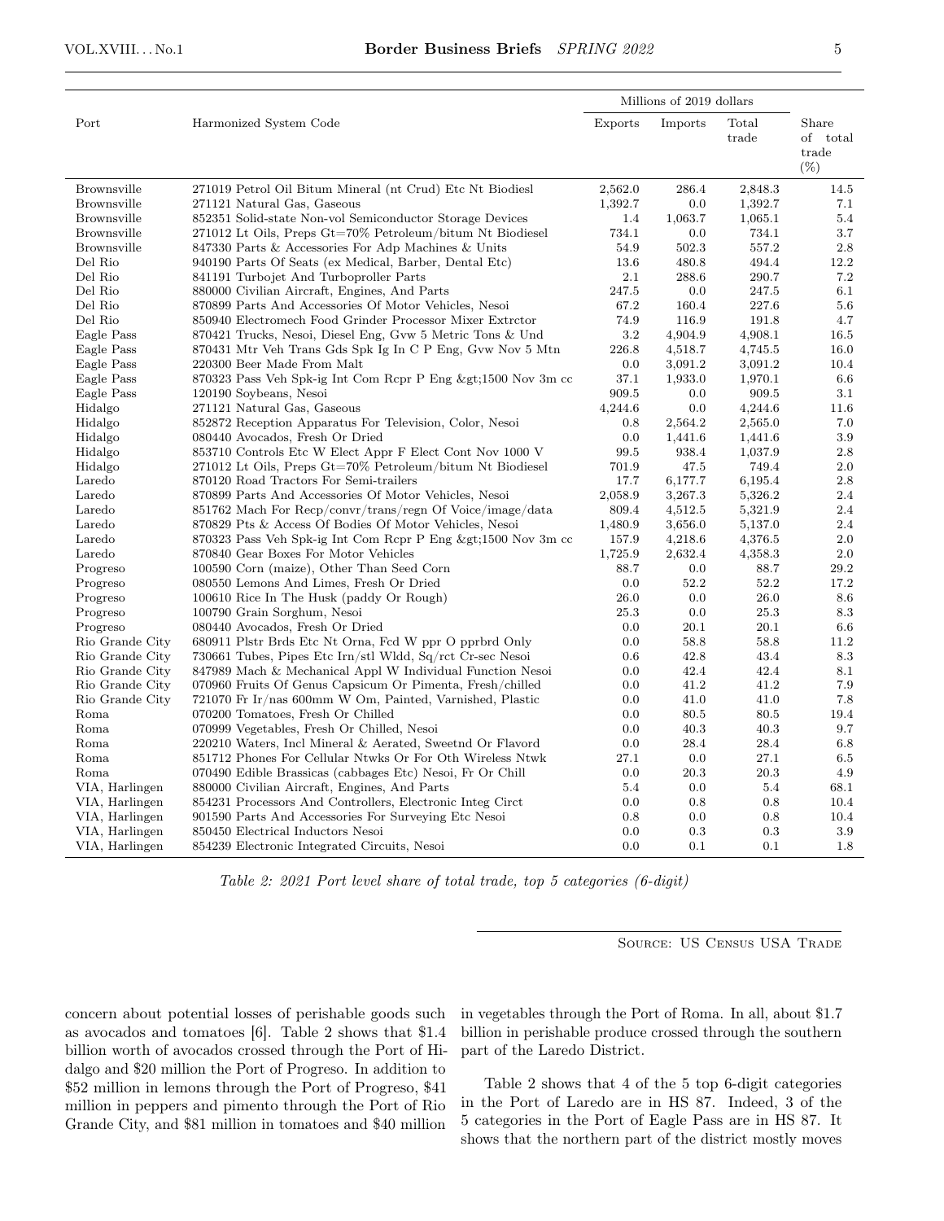| Port | Harmonized System Code | Millions of 2019 dollars | | | Share of total trade (%) |
|---|---|---|---|---|---|
| | | Exports | Imports | Total trade | |
| Brownsville | 271019 Petrol Oil Bitum Mineral (nt Crud) Etc Nt Biodiesl | 2,562.0 | 286.4 | 2,848.3 | 14.5 |
| Brownsville | 271121 Natural Gas, Gaseous | 1,392.7 | 0.0 | 1,392.7 | 7.1 |
| Brownsville | 852351 Solid-state Non-vol Semiconductor Storage Devices | 1.4 | 1,063.7 | 1,065.1 | 5.4 |
| Brownsville | 271012 Lt Oils, Preps Gt=70% Petroleum/bitum Nt Biodiesel | 734.1 | 0.0 | 734.1 | 3.7 |
| Brownsville | 847330 Parts & Accessories For Adp Machines & Units | 54.9 | 502.3 | 557.2 | 2.8 |
| Del Rio | 940190 Parts Of Seats (ex Medical, Barber, Dental Etc) | 13.6 | 480.8 | 494.4 | 12.2 |
| Del Rio | 841191 Turbojet And Turboproller Parts | 2.1 | 288.6 | 290.7 | 7.2 |
| Del Rio | 880000 Civilian Aircraft, Engines, And Parts | 247.5 | 0.0 | 247.5 | 6.1 |
| Del Rio | 870899 Parts And Accessories Of Motor Vehicles, Nesoi | 67.2 | 160.4 | 227.6 | 5.6 |
| Del Rio | 850940 Electromech Food Grinder Processor Mixer Extrctor | 74.9 | 116.9 | 191.8 | 4.7 |
| Eagle Pass | 870421 Trucks, Nesoi, Diesel Eng, Gvw 5 Metric Tons & Und | 3.2 | 4,904.9 | 4,908.1 | 16.5 |
| Eagle Pass | 870431 Mtr Veh Trans Gds Spk Ig In C P Eng, Gvw Nov 5 Mtn | 226.8 | 4,518.7 | 4,745.5 | 16.0 |
| Eagle Pass | 220300 Beer Made From Malt | 0.0 | 3,091.2 | 3,091.2 | 10.4 |
| Eagle Pass | 870323 Pass Veh Spk-ig Int Com Rcpr P Eng &gt;1500 Nov 3m cc | 37.1 | 1,933.0 | 1,970.1 | 6.6 |
| Eagle Pass | 120190 Soybeans, Nesoi | 909.5 | 0.0 | 909.5 | 3.1 |
| Hidalgo | 271121 Natural Gas, Gaseous | 4,244.6 | 0.0 | 4,244.6 | 11.6 |
| Hidalgo | 852872 Reception Apparatus For Television, Color, Nesoi | 0.8 | 2,564.2 | 2,565.0 | 7.0 |
| Hidalgo | 080440 Avocados, Fresh Or Dried | 0.0 | 1,441.6 | 1,441.6 | 3.9 |
| Hidalgo | 853710 Controls Etc W Elect Appr F Elect Cont Nov 1000 V | 99.5 | 938.4 | 1,037.9 | 2.8 |
| Hidalgo | 271012 Lt Oils, Preps Gt=70% Petroleum/bitum Nt Biodiesel | 701.9 | 47.5 | 749.4 | 2.0 |
| Laredo | 870120 Road Tractors For Semi-trailers | 17.7 | 6,177.7 | 6,195.4 | 2.8 |
| Laredo | 870899 Parts And Accessories Of Motor Vehicles, Nesoi | 2,058.9 | 3,267.3 | 5,326.2 | 2.4 |
| Laredo | 851762 Mach For Recp/convr/trans/regn Of Voice/image/data | 809.4 | 4,512.5 | 5,321.9 | 2.4 |
| Laredo | 870829 Pts & Access Of Bodies Of Motor Vehicles, Nesoi | 1,480.9 | 3,656.0 | 5,137.0 | 2.4 |
| Laredo | 870323 Pass Veh Spk-ig Int Com Rcpr P Eng &gt;1500 Nov 3m cc | 157.9 | 4,218.6 | 4,376.5 | 2.0 |
| Laredo | 870840 Gear Boxes For Motor Vehicles | 1,725.9 | 2,632.4 | 4,358.3 | 2.0 |
| Progreso | 100590 Corn (maize), Other Than Seed Corn | 88.7 | 0.0 | 88.7 | 29.2 |
| Progreso | 080550 Lemons And Limes, Fresh Or Dried | 0.0 | 52.2 | 52.2 | 17.2 |
| Progreso | 100610 Rice In The Husk (paddy Or Rough) | 26.0 | 0.0 | 26.0 | 8.6 |
| Progreso | 100790 Grain Sorghum, Nesoi | 25.3 | 0.0 | 25.3 | 8.3 |
| Progreso | 080440 Avocados, Fresh Or Dried | 0.0 | 20.1 | 20.1 | 6.6 |
| Rio Grande City | 680911 Plstr Brds Etc Nt Orna, Fcd W ppr O pprbrd Only | 0.0 | 58.8 | 58.8 | 11.2 |
| Rio Grande City | 730661 Tubes, Pipes Etc Irn/stl Wldd, Sq/rct Cr-sec Nesoi | 0.6 | 42.8 | 43.4 | 8.3 |
| Rio Grande City | 847989 Mach & Mechanical Appl W Individual Function Nesoi | 0.0 | 42.4 | 42.4 | 8.1 |
| Rio Grande City | 070960 Fruits Of Genus Capsicum Or Pimenta, Fresh/chilled | 0.0 | 41.2 | 41.2 | 7.9 |
| Rio Grande City | 721070 Fr Ir/nas 600mm W Om, Painted, Varnished, Plastic | 0.0 | 41.0 | 41.0 | 7.8 |
| Roma | 070200 Tomatoes, Fresh Or Chilled | 0.0 | 80.5 | 80.5 | 19.4 |
| Roma | 070999 Vegetables, Fresh Or Chilled, Nesoi | 0.0 | 40.3 | 40.3 | 9.7 |
| Roma | 220210 Waters, Incl Mineral & Aerated, Sweetnd Or Flavord | 0.0 | 28.4 | 28.4 | 6.8 |
| Roma | 851712 Phones For Cellular Ntwks Or For Oth Wireless Ntwk | 27.1 | 0.0 | 27.1 | 6.5 |
| Roma | 070490 Edible Brassicas (cabbages Etc) Nesoi, Fr Or Chill | 0.0 | 20.3 | 20.3 | 4.9 |
| VIA, Harlingen | 880000 Civilian Aircraft, Engines, And Parts | 5.4 | 0.0 | 5.4 | 68.1 |
| VIA, Harlingen | 854231 Processors And Controllers, Electronic Integ Circt | 0.0 | 0.8 | 0.8 | 10.4 |
| VIA, Harlingen | 901590 Parts And Accessories For Surveying Etc Nesoi | 0.8 | 0.0 | 0.8 | 10.4 |
| VIA, Harlingen | 850450 Electrical Inductors Nesoi | 0.0 | 0.3 | 0.3 | 3.9 |
| VIA, Harlingen | 854239 Electronic Integrated Circuits, Nesoi | 0.0 | 0.1 | 0.1 | 1.8 |

*Table 2: 2021 Port level share of total trade, top 5 categories (6-digit)*

Source: US Census USA Trade

concern about potential losses of perishable goods such as avocados and tomatoes [6]. Table 2 shows that $1.4 billion worth of avocados crossed through the Port of Hidalgo and $20 million the Port of Progreso. In addition to $52 million in lemons through the Port of Progreso, $41 million in peppers and pimento through the Port of Rio Grande City, and $81 million in tomatoes and $40 million in vegetables through the Port of Roma. In all, about $1.7 billion in perishable produce crossed through the southern part of the Laredo District.

Table 2 shows that 4 of the 5 top 6-digit categories in the Port of Laredo are in HS 87. Indeed, 3 of the 5 categories in the Port of Eagle Pass are in HS 87. It shows that the northern part of the district mostly moves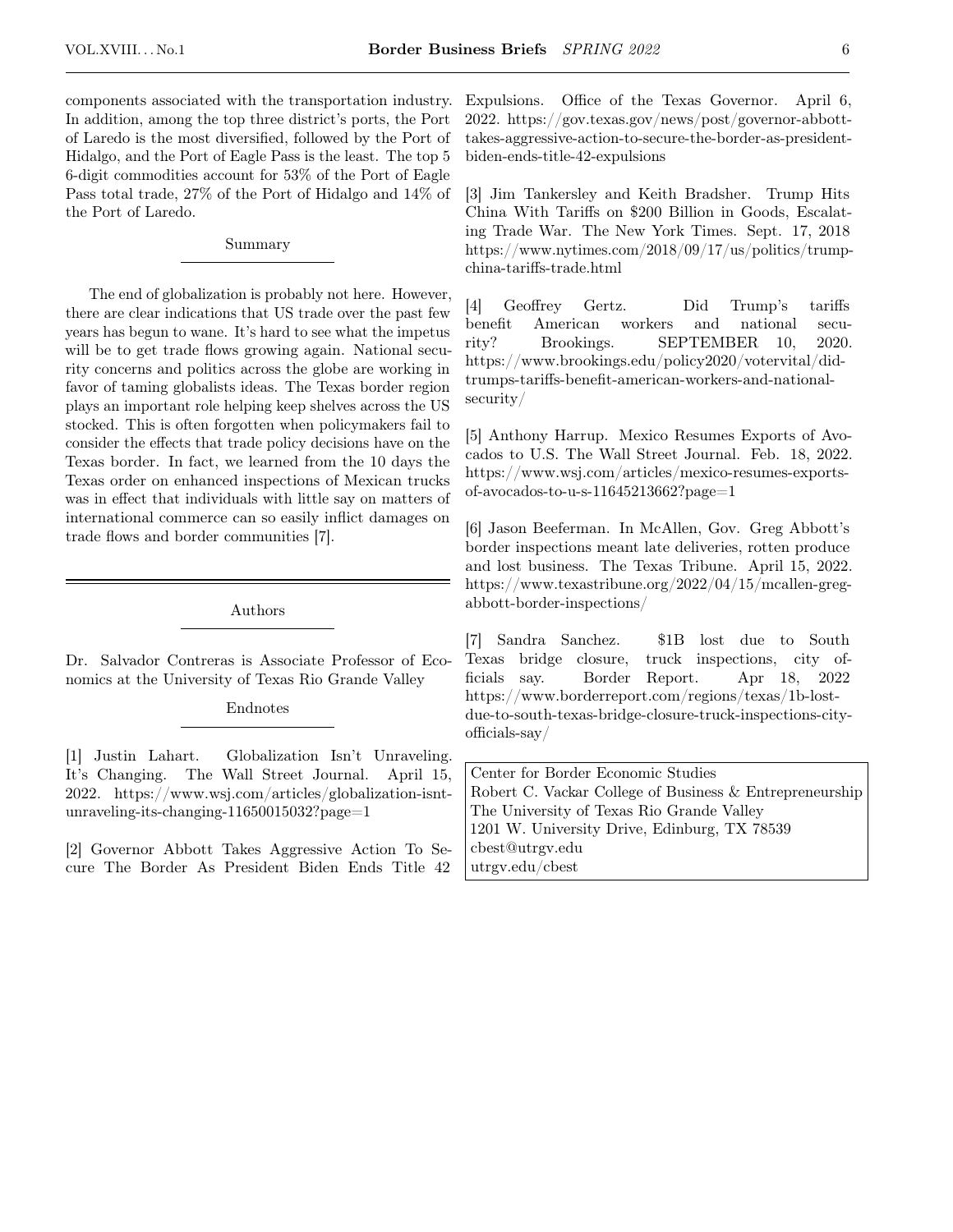components associated with the transportation industry. In addition, among the top three district's ports, the Port of Laredo is the most diversified, followed by the Port of Hidalgo, and the Port of Eagle Pass is the least. The top 5 6-digit commodities account for 53% of the Port of Eagle Pass total trade, 27% of the Port of Hidalgo and 14% of the Port of Laredo.

## Summary

The end of globalization is probably not here. However, there are clear indications that US trade over the past few years has begun to wane. It's hard to see what the impetus will be to get trade flows growing again. National security concerns and politics across the globe are working in favor of taming globalists ideas. The Texas border region plays an important role helping keep shelves across the US stocked. This is often forgotten when policymakers fail to consider the effects that trade policy decisions have on the Texas border. In fact, we learned from the 10 days the Texas order on enhanced inspections of Mexican trucks was in effect that individuals with little say on matters of international commerce can so easily inflict damages on trade flows and border communities [7].

## Authors

Dr. Salvador Contreras is Associate Professor of Economics at the University of Texas Rio Grande Valley

## Endnotes

[1] Justin Lahart. Globalization Isn't Unraveling. It's Changing. The Wall Street Journal. April 15, 2022. https://www.wsj.com/articles/globalization-isnt-unraveling-its-changing-11650015032?page=1

[2] Governor Abbott Takes Aggressive Action To Secure The Border As President Biden Ends Title 42 Expulsions. Office of the Texas Governor. April 6, 2022. https://gov.texas.gov/news/post/governor-abbott-takes-aggressive-action-to-secure-the-border-as-president-biden-ends-title-42-expulsions

[3] Jim Tankersley and Keith Bradsher. Trump Hits China With Tariffs on $200 Billion in Goods, Escalating Trade War. The New York Times. Sept. 17, 2018 https://www.nytimes.com/2018/09/17/us/politics/trump-china-tariffs-trade.html

[4] Geoffrey Gertz. Did Trump's tariffs benefit American workers and national security? Brookings. SEPTEMBER 10, 2020. https://www.brookings.edu/policy2020/votervital/did-trumps-tariffs-benefit-american-workers-and-national-security/

[5] Anthony Harrup. Mexico Resumes Exports of Avocados to U.S. The Wall Street Journal. Feb. 18, 2022. https://www.wsj.com/articles/mexico-resumes-exports-of-avocados-to-u-s-11645213662?page=1

[6] Jason Beeferman. In McAllen, Gov. Greg Abbott's border inspections meant late deliveries, rotten produce and lost business. The Texas Tribune. April 15, 2022. https://www.texastribune.org/2022/04/15/mcallen-greg-abbott-border-inspections/

[7] Sandra Sanchez. $1B lost due to South Texas bridge closure, truck inspections, city officials say. Border Report. Apr 18, 2022 https://www.borderreport.com/regions/texas/1b-lost-due-to-south-texas-bridge-closure-truck-inspections-city-officials-say/

Center for Border Economic Studies
Robert C. Vackar College of Business & Entrepreneurship
The University of Texas Rio Grande Valley
1201 W. University Drive, Edinburg, TX 78539
cbest@utrgv.edu
utrgv.edu/cbest